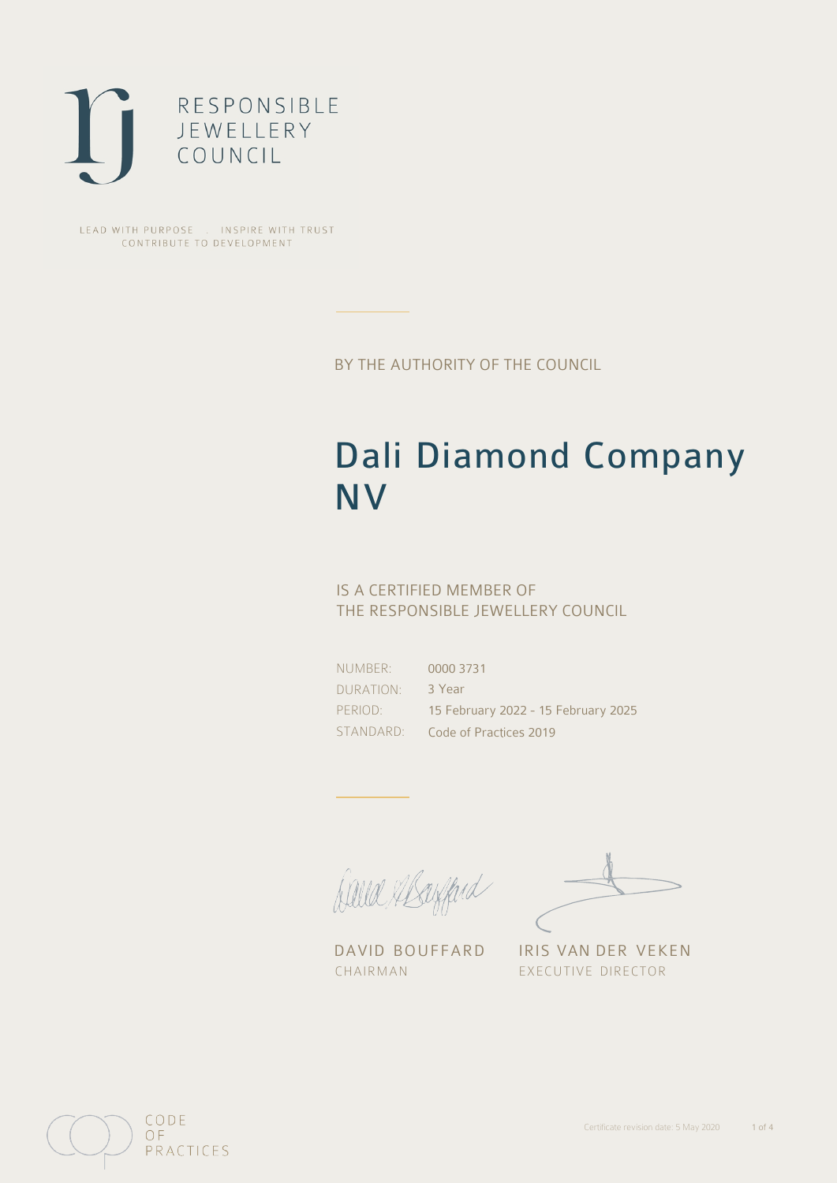RESPONSIBLE
JEWELLERY
COUNCIL

LEAD WITH PURPOSE . INSPIRE WITH TRUST
CONTRIBUTE TO DEVELOPMENT

BY THE AUTHORITY OF THE COUNCIL

# Dali Diamond Company NV

IS A CERTIFIED MEMBER OF
THE RESPONSIBLE JEWELLERY COUNCIL

| | |
|---|---|
| NUMBER: | 0000 3731 |
| DURATION: | 3 Year |
| PERIOD: | 15 February 2022 - 15 February 2025 |
| STANDARD: | Code of Practices 2019 |

DAVID BOUFFARD
CHAIRMAN

IRIS VAN DER VEKEN
EXECUTIVE DIRECTOR

CODE
OF
PRACTICES

Certificate revision date: 5 May 2020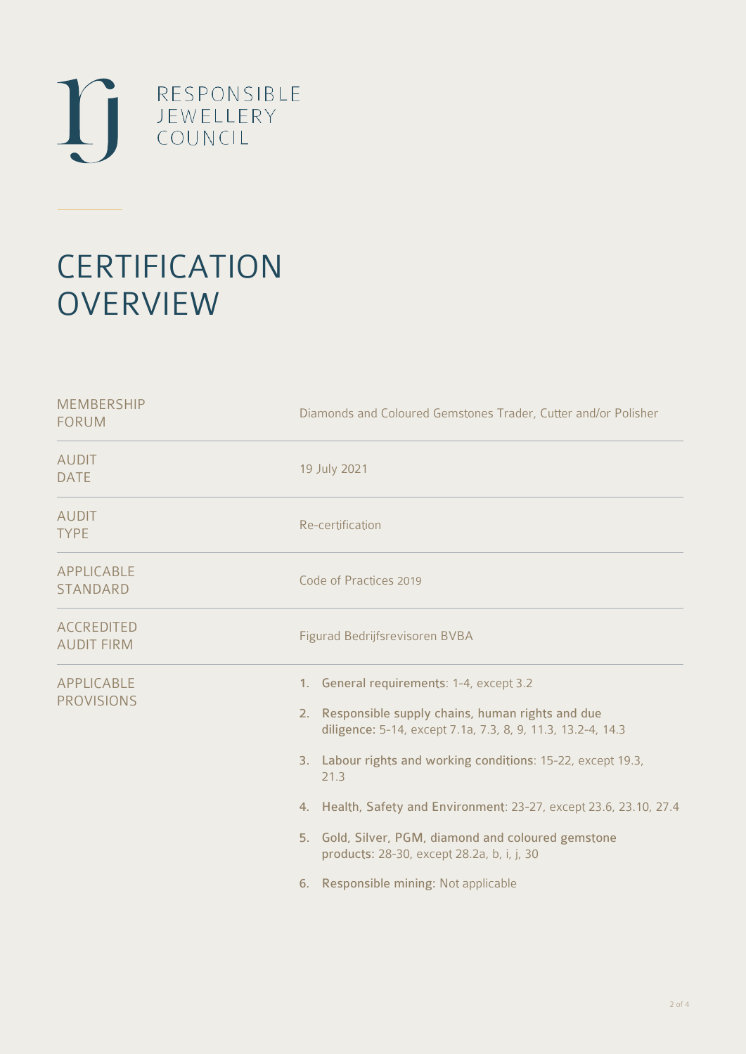RESPONSIBLE JEWELLERY COUNCIL

# CERTIFICATION OVERVIEW

| | |
|---|---|
| MEMBERSHIP FORUM | Diamonds and Coloured Gemstones Trader, Cutter and/or Polisher |
| AUDIT DATE | 19 July 2021 |
| AUDIT TYPE | Re-certification |
| APPLICABLE STANDARD | Code of Practices 2019 |
| ACCREDITED AUDIT FIRM | Figurad Bedrijfsrevisoren BVBA |
| APPLICABLE PROVISIONS | 1. **General requirements**: 1-4, except 3.2<br>2. **Responsible supply chains, human rights and due diligence**: 5-14, except 7.1a, 7.3, 8, 9, 11.3, 13.2-4, 14.3<br>3. **Labour rights and working conditions**: 15-22, except 19.3, 21.3<br>4. **Health, Safety and Environment**: 23-27, except 23.6, 23.10, 27.4<br>5. **Gold, Silver, PGM, diamond and coloured gemstone products**: 28-30, except 28.2a, b, i, j, 30<br>6. **Responsible mining**: Not applicable |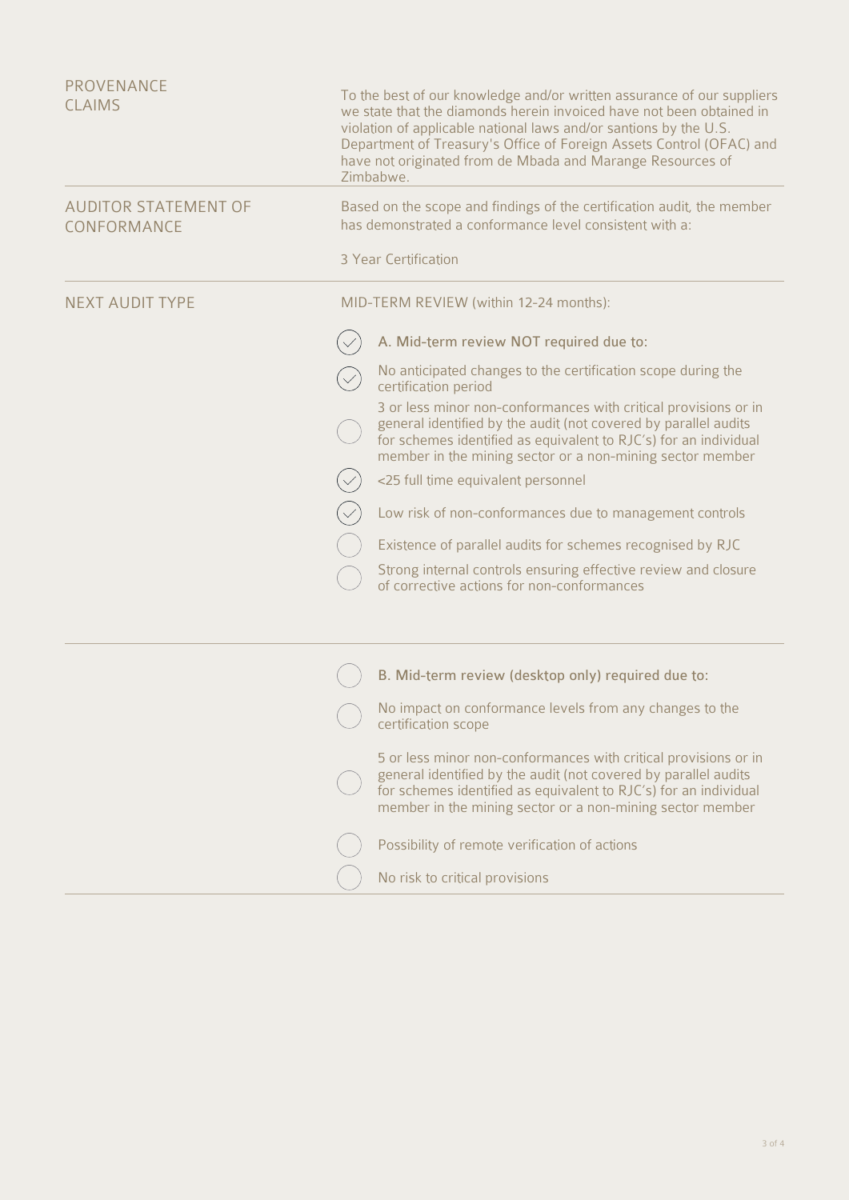| | |
|---|---|
| PROVENANCE CLAIMS | To the best of our knowledge and/or written assurance of our suppliers we state that the diamonds herein invoiced have not been obtained in violation of applicable national laws and/or santions by the U.S. Department of Treasury's Office of Foreign Assets Control (OFAC) and have not originated from de Mbada and Marange Resources of Zimbabwe. |
| AUDITOR STATEMENT OF CONFORMANCE | Based on the scope and findings of the certification audit, the member has demonstrated a conformance level consistent with a:<br><br>3 Year Certification |

## NEXT AUDIT TYPE

MID-TERM REVIEW (within 12-24 months):

- [x] A. Mid-term review NOT required due to:
- [x] No anticipated changes to the certification scope during the certification period
- [ ] 3 or less minor non-conformances with critical provisions or in general identified by the audit (not covered by parallel audits for schemes identified as equivalent to RJC's) for an individual member in the mining sector or a non-mining sector member
- [x] <25 full time equivalent personnel
- [x] Low risk of non-conformances due to management controls
- [ ] Existence of parallel audits for schemes recognised by RJC
- [ ] Strong internal controls ensuring effective review and closure of corrective actions for non-conformances

---

- [ ] B. Mid-term review (desktop only) required due to:
- [ ] No impact on conformance levels from any changes to the certification scope
- [ ] 5 or less minor non-conformances with critical provisions or in general identified by the audit (not covered by parallel audits for schemes identified as equivalent to RJC's) for an individual member in the mining sector or a non-mining sector member
- [ ] Possibility of remote verification of actions
- [ ] No risk to critical provisions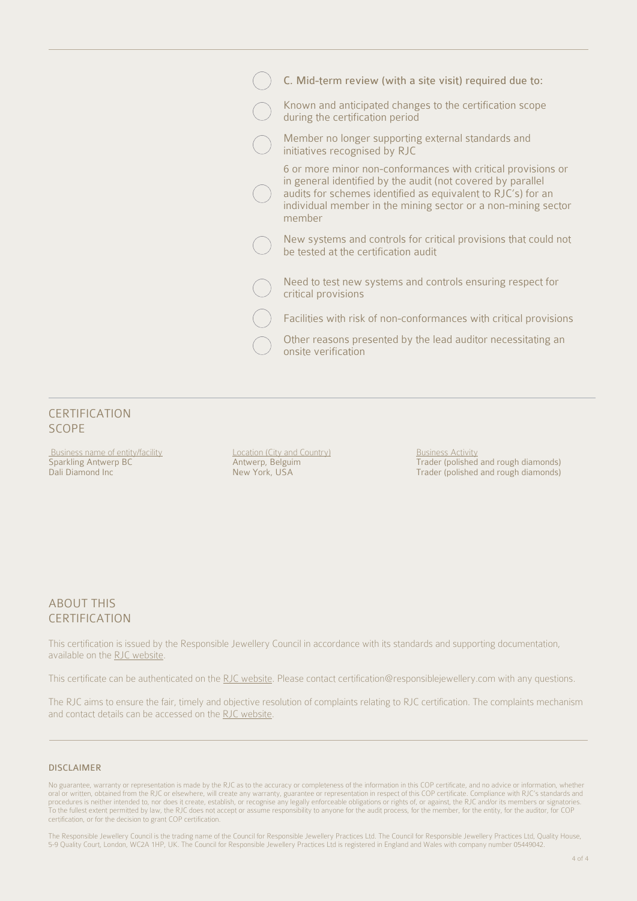- C. Mid-term review (with a site visit) required due to:
- Known and anticipated changes to the certification scope during the certification period
- Member no longer supporting external standards and initiatives recognised by RJC
- 6 or more minor non-conformances with critical provisions or in general identified by the audit (not covered by parallel audits for schemes identified as equivalent to RJC's) for an individual member in the mining sector or a non-mining sector member
- New systems and controls for critical provisions that could not be tested at the certification audit
- Need to test new systems and controls ensuring respect for critical provisions
- Facilities with risk of non-conformances with critical provisions
- Other reasons presented by the lead auditor necessitating an onsite verification

## CERTIFICATION SCOPE

| Business name of entity/facility | Location (City and Country) | Business Activity |
| --- | --- | --- |
| Sparkling Antwerp BC | Antwerp, Belguim | Trader (polished and rough diamonds) |
| Dali Diamond Inc | New York, USA | Trader (polished and rough diamonds) |

## ABOUT THIS CERTIFICATION

This certification is issued by the Responsible Jewellery Council in accordance with its standards and supporting documentation, available on the RJC website.

This certificate can be authenticated on the RJC website. Please contact certification@responsiblejewellery.com with any questions.

The RJC aims to ensure the fair, timely and objective resolution of complaints relating to RJC certification. The complaints mechanism and contact details can be accessed on the RJC website.

### DISCLAIMER

No guarantee, warranty or representation is made by the RJC as to the accuracy or completeness of the information in this COP certificate, and no advice or information, whether oral or written, obtained from the RJC or elsewhere, will create any warranty, guarantee or representation in respect of this COP certificate. Compliance with RJC's standards and procedures is neither intended to, nor does it create, establish, or recognise any legally enforceable obligations or rights of, or against, the RJC and/or its members or signatories. To the fullest extent permitted by law, the RJC does not accept or assume responsibility to anyone for the audit process, for the member, for the entity, for the auditor, for COP certification, or for the decision to grant COP certification.

The Responsible Jewellery Council is the trading name of the Council for Responsible Jewellery Practices Ltd. The Council for Responsible Jewellery Practices Ltd, Quality House, 5-9 Quality Court, London, WC2A 1HP, UK. The Council for Responsible Jewellery Practices Ltd is registered in England and Wales with company number 05449042.